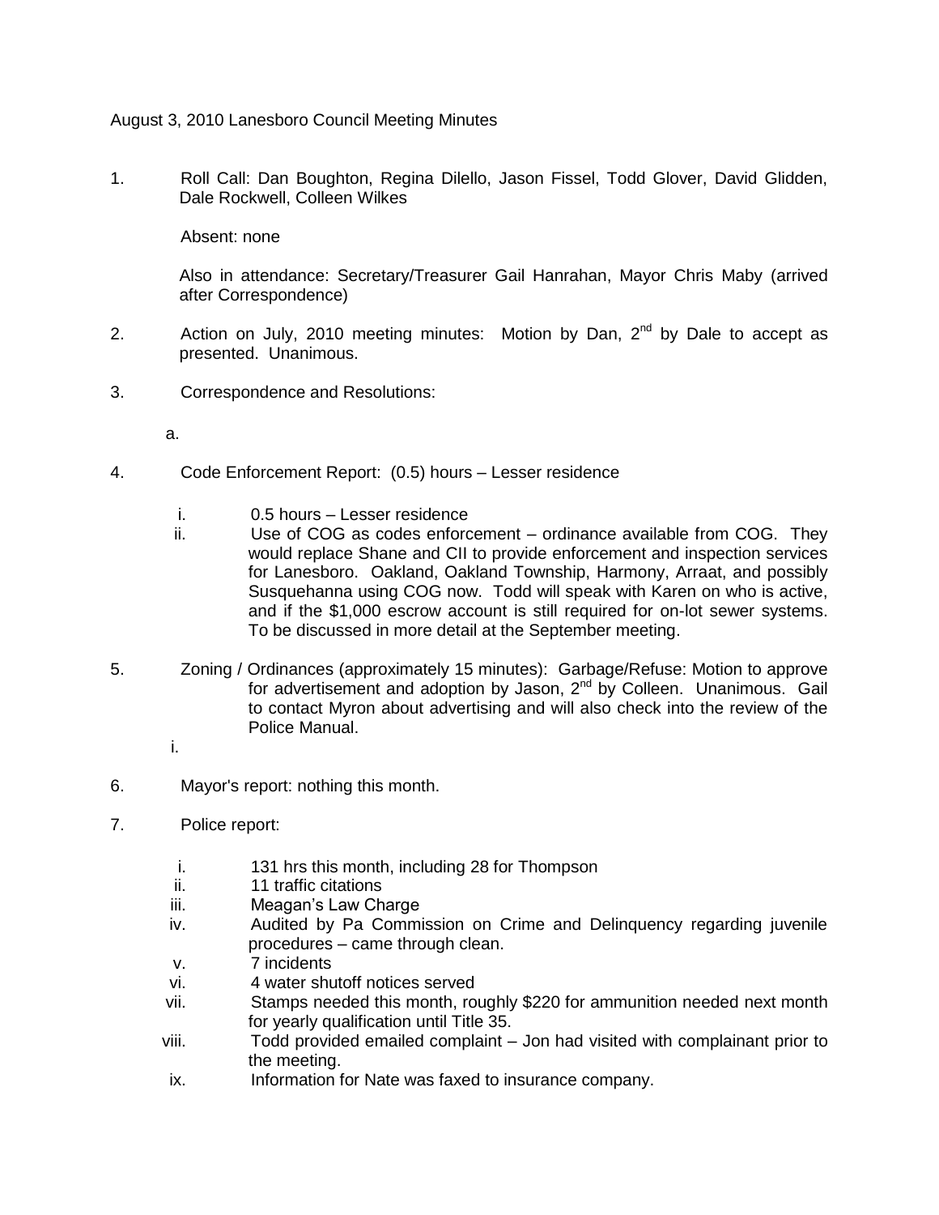August 3, 2010 Lanesboro Council Meeting Minutes

1. Roll Call: Dan Boughton, Regina Dilello, Jason Fissel, Todd Glover, David Glidden, Dale Rockwell, Colleen Wilkes

   Absent: none

   Also in attendance: Secretary/Treasurer Gail Hanrahan, Mayor Chris Maby (arrived after Correspondence)

2. Action on July, 2010 meeting minutes: Motion by Dan, 2nd by Dale to accept as presented. Unanimous.

3. Correspondence and Resolutions:

   a.

4. Code Enforcement Report: (0.5) hours – Lesser residence

   i. 0.5 hours – Lesser residence
   ii. Use of COG as codes enforcement – ordinance available from COG. They would replace Shane and CII to provide enforcement and inspection services for Lanesboro. Oakland, Oakland Township, Harmony, Arraat, and possibly Susquehanna using COG now. Todd will speak with Karen on who is active, and if the $1,000 escrow account is still required for on-lot sewer systems. To be discussed in more detail at the September meeting.

5. Zoning / Ordinances (approximately 15 minutes): Garbage/Refuse: Motion to approve for advertisement and adoption by Jason, 2nd by Colleen. Unanimous. Gail to contact Myron about advertising and will also check into the review of the Police Manual.

   i.

6. Mayor's report: nothing this month.

7. Police report:

   i. 131 hrs this month, including 28 for Thompson
   ii. 11 traffic citations
   iii. Meagan's Law Charge
   iv. Audited by Pa Commission on Crime and Delinquency regarding juvenile procedures – came through clean.
   v. 7 incidents
   vi. 4 water shutoff notices served
   vii. Stamps needed this month, roughly $220 for ammunition needed next month for yearly qualification until Title 35.
   viii. Todd provided emailed complaint – Jon had visited with complainant prior to the meeting.
   ix. Information for Nate was faxed to insurance company.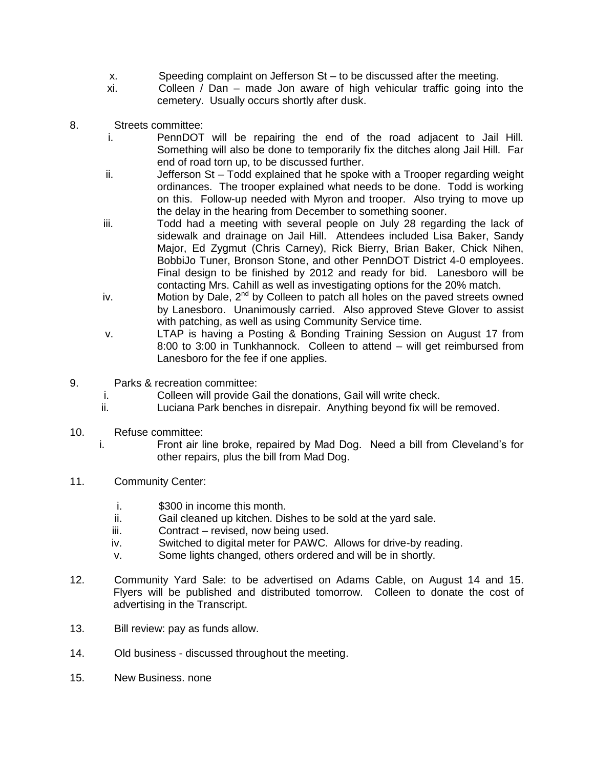x. Speeding complaint on Jefferson St – to be discussed after the meeting.

xi. Colleen / Dan – made Jon aware of high vehicular traffic going into the cemetery. Usually occurs shortly after dusk.

8. Streets committee:

   i. PennDOT will be repairing the end of the road adjacent to Jail Hill. Something will also be done to temporarily fix the ditches along Jail Hill. Far end of road torn up, to be discussed further.

   ii. Jefferson St – Todd explained that he spoke with a Trooper regarding weight ordinances. The trooper explained what needs to be done. Todd is working on this. Follow-up needed with Myron and trooper. Also trying to move up the delay in the hearing from December to something sooner.

   iii. Todd had a meeting with several people on July 28 regarding the lack of sidewalk and drainage on Jail Hill. Attendees included Lisa Baker, Sandy Major, Ed Zygmut (Chris Carney), Rick Bierry, Brian Baker, Chick Nihen, BobbiJo Tuner, Bronson Stone, and other PennDOT District 4-0 employees. Final design to be finished by 2012 and ready for bid. Lanesboro will be contacting Mrs. Cahill as well as investigating options for the 20% match.

   iv. Motion by Dale, 2nd by Colleen to patch all holes on the paved streets owned by Lanesboro. Unanimously carried. Also approved Steve Glover to assist with patching, as well as using Community Service time.

   v. LTAP is having a Posting & Bonding Training Session on August 17 from 8:00 to 3:00 in Tunkhannock. Colleen to attend – will get reimbursed from Lanesboro for the fee if one applies.

9. Parks & recreation committee:

   i. Colleen will provide Gail the donations, Gail will write check.

   ii. Luciana Park benches in disrepair. Anything beyond fix will be removed.

10. Refuse committee:

   i. Front air line broke, repaired by Mad Dog. Need a bill from Cleveland's for other repairs, plus the bill from Mad Dog.

11. Community Center:

   i. $300 in income this month.

   ii. Gail cleaned up kitchen. Dishes to be sold at the yard sale.

   iii. Contract – revised, now being used.

   iv. Switched to digital meter for PAWC. Allows for drive-by reading.

   v. Some lights changed, others ordered and will be in shortly.

12. Community Yard Sale: to be advertised on Adams Cable, on August 14 and 15. Flyers will be published and distributed tomorrow. Colleen to donate the cost of advertising in the Transcript.

13. Bill review: pay as funds allow.

14. Old business - discussed throughout the meeting.

15. New Business. none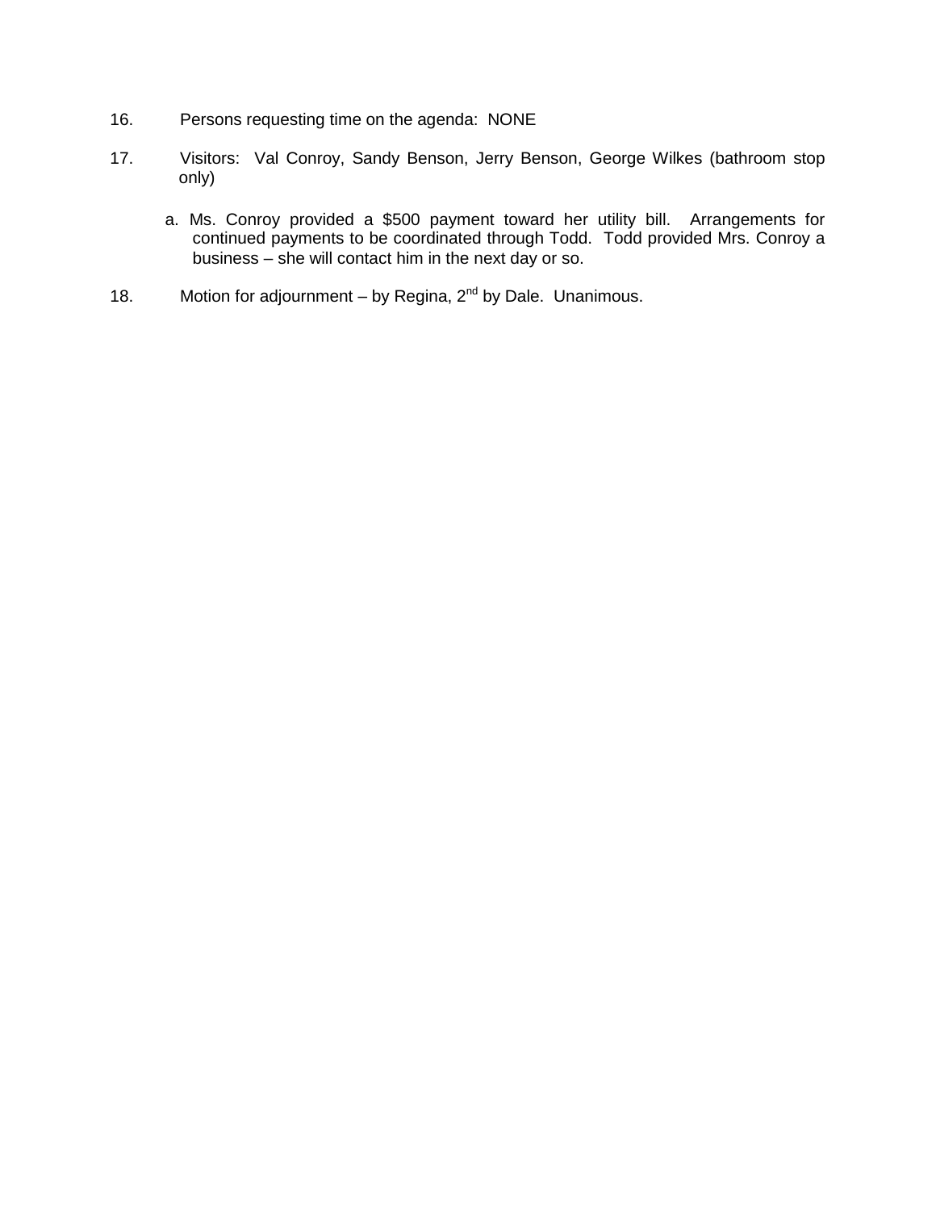16. Persons requesting time on the agenda: NONE

17. Visitors: Val Conroy, Sandy Benson, Jerry Benson, George Wilkes (bathroom stop only)

    a. Ms. Conroy provided a $500 payment toward her utility bill. Arrangements for continued payments to be coordinated through Todd. Todd provided Mrs. Conroy a business – she will contact him in the next day or so.

18. Motion for adjournment – by Regina, $2^{nd}$ by Dale. Unanimous.